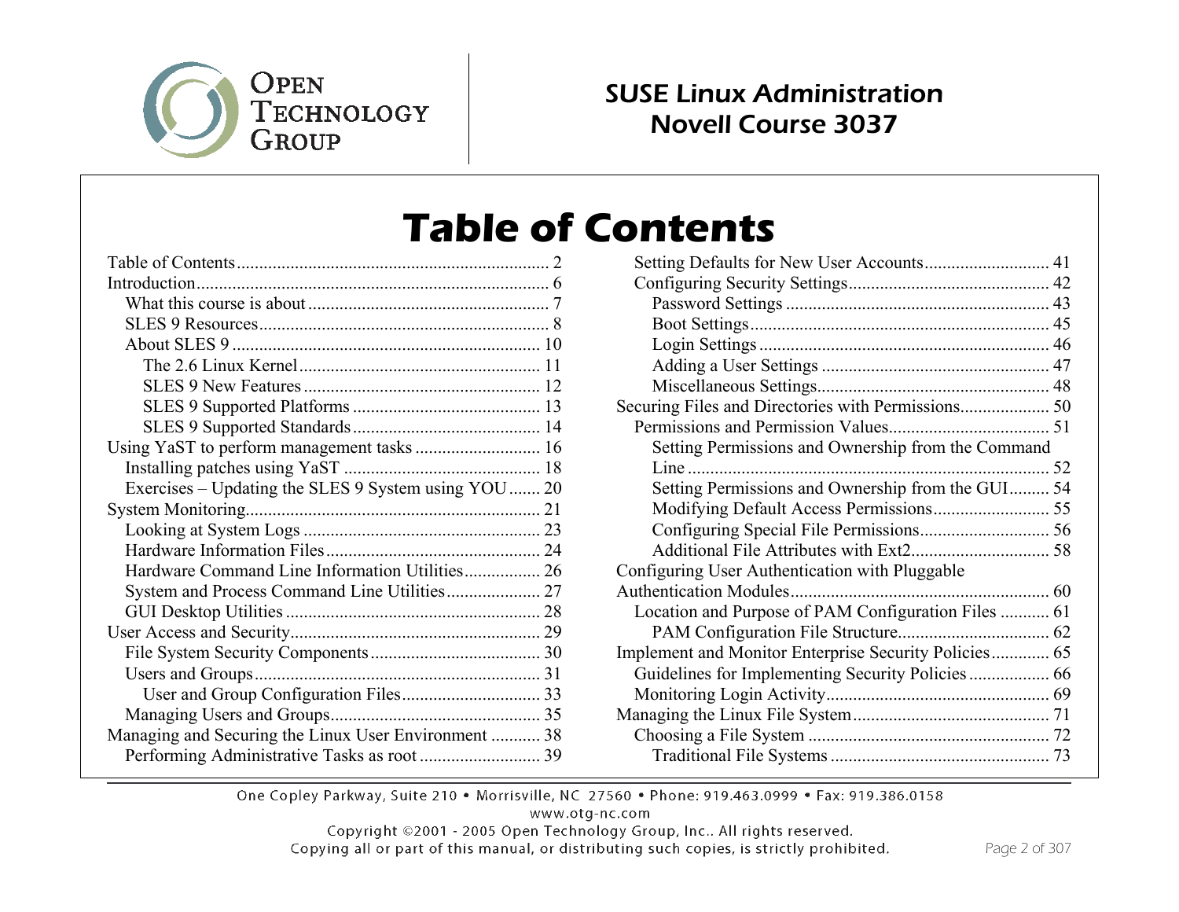# SUSE Linux Administration
# Novell Course 3037

## Table of Contents

- Table of Contents ........ 2
- Introduction ........ 6
  - What this course is about ........ 7
  - SLES 9 Resources ........ 8
  - About SLES 9 ........ 10
    - The 2.6 Linux Kernel ........ 11
    - SLES 9 New Features ........ 12
    - SLES 9 Supported Platforms ........ 13
    - SLES 9 Supported Standards ........ 14
- Using YaST to perform management tasks ........ 16
  - Installing patches using YaST ........ 18
  - Exercises – Updating the SLES 9 System using YOU ........ 20
- System Monitoring ........ 21
  - Looking at System Logs ........ 23
  - Hardware Information Files ........ 24
  - Hardware Command Line Information Utilities ........ 26
  - System and Process Command Line Utilities ........ 27
  - GUI Desktop Utilities ........ 28
- User Access and Security ........ 29
  - File System Security Components ........ 30
  - Users and Groups ........ 31
    - User and Group Configuration Files ........ 33
  - Managing Users and Groups ........ 35
- Managing and Securing the Linux User Environment ........ 38
  - Performing Administrative Tasks as root ........ 39
  - Setting Defaults for New User Accounts ........ 41
  - Configuring Security Settings ........ 42
    - Password Settings ........ 43
    - Boot Settings ........ 45
    - Login Settings ........ 46
    - Adding a User Settings ........ 47
    - Miscellaneous Settings ........ 48
- Securing Files and Directories with Permissions ........ 50
  - Permissions and Permission Values ........ 51
    - Setting Permissions and Ownership from the Command Line ........ 52
    - Setting Permissions and Ownership from the GUI ........ 54
    - Modifying Default Access Permissions ........ 55
    - Configuring Special File Permissions ........ 56
    - Additional File Attributes with Ext2 ........ 58
- Configuring User Authentication with Pluggable Authentication Modules ........ 60
  - Location and Purpose of PAM Configuration Files ........ 61
    - PAM Configuration File Structure ........ 62
- Implement and Monitor Enterprise Security Policies ........ 65
  - Guidelines for Implementing Security Policies ........ 66
  - Monitoring Login Activity ........ 69
- Managing the Linux File System ........ 71
  - Choosing a File System ........ 72
    - Traditional File Systems ........ 73

One Copley Parkway, Suite 210 • Morrisville, NC 27560 • Phone: 919.463.0999 • Fax: 919.386.0158
www.otg-nc.com
Copyright ©2001 - 2005 Open Technology Group, Inc.. All rights reserved.
Copying all or part of this manual, or distributing such copies, is strictly prohibited.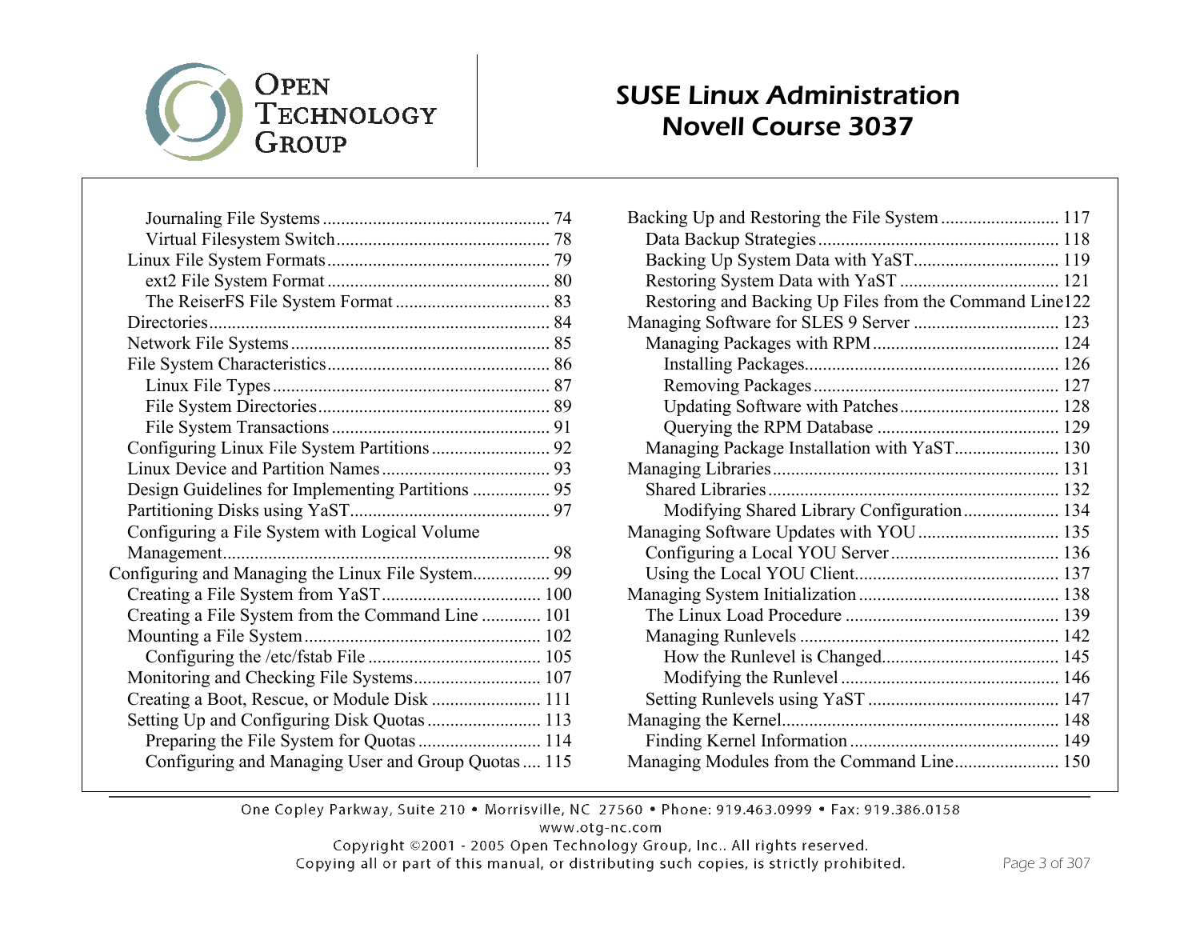- Journal File Systems ..... 74
- Virtual Filesystem Switch ..... 78
- Linux File System Formats ..... 79
  - ext2 File System Format ..... 80
  - The ReiserFS File System Format ..... 83
- Directories ..... 84
- Network File Systems ..... 85
- File System Characteristics ..... 86
  - Linux File Types ..... 87
  - File System Directories ..... 89
  - File System Transactions ..... 91
- Configuring Linux File System Partitions ..... 92
- Linux Device and Partition Names ..... 93
- Design Guidelines for Implementing Partitions ..... 95
- Partitioning Disks using YaST ..... 97
- Configuring a File System with Logical Volume Management ..... 98

Configuring and Managing the Linux File System ..... 99

- Creating a File System from YaST ..... 100
- Creating a File System from the Command Line ..... 101
- Mounting a File System ..... 102
  - Configuring the /etc/fstab File ..... 105
- Monitoring and Checking File Systems ..... 107
- Creating a Boot, Rescue, or Module Disk ..... 111
- Setting Up and Configuring Disk Quotas ..... 113
  - Preparing the File System for Quotas ..... 114
  - Configuring and Managing User and Group Quotas ..... 115

Backing Up and Restoring the File System ..... 117

- Data Backup Strategies ..... 118
- Backing Up System Data with YaST ..... 119
- Restoring System Data with YaST ..... 121
- Restoring and Backing Up Files from the Command Line ..... 122

Managing Software for SLES 9 Server ..... 123

- Managing Packages with RPM ..... 124
  - Installing Packages ..... 126
  - Removing Packages ..... 127
  - Updating Software with Patches ..... 128
  - Querying the RPM Database ..... 129
- Managing Package Installation with YaST ..... 130

Managing Libraries ..... 131

- Shared Libraries ..... 132
  - Modifying Shared Library Configuration ..... 134

Managing Software Updates with YOU ..... 135

- Configuring a Local YOU Server ..... 136
- Using the Local YOU Client ..... 137

Managing System Initialization ..... 138

- The Linux Load Procedure ..... 139
- Managing Runlevels ..... 142
  - How the Runlevel is Changed ..... 145
  - Modifying the Runlevel ..... 146
- Setting Runlevels using YaST ..... 147

Managing the Kernel ..... 148

- Finding Kernel Information ..... 149

Managing Modules from the Command Line ..... 150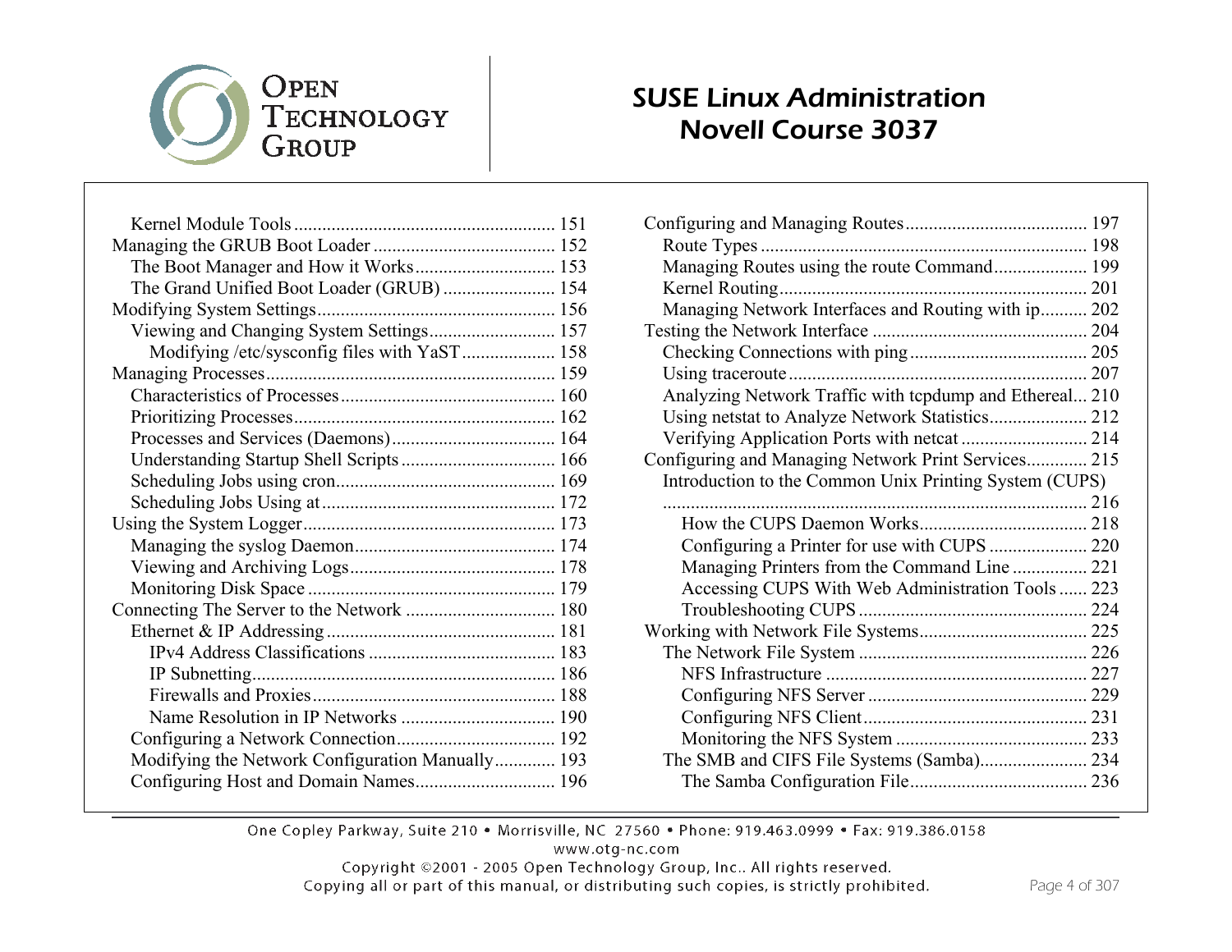Kernel Module Tools ........................................................ 151
Managing the GRUB Boot Loader ....................................... 152
The Boot Manager and How it Works .............................. 153
The Grand Unified Boot Loader (GRUB) ........................ 154
Modifying System Settings .................................................. 156
Viewing and Changing System Settings ........................... 157
Modifying /etc/sysconfig files with YaST .................... 158
Managing Processes .............................................................. 159
Characteristics of Processes .............................................. 160
Prioritizing Processes ......................................................... 162
Processes and Services (Daemons) ................................... 164
Understanding Startup Shell Scripts ................................. 166
Scheduling Jobs using cron ................................................ 169
Scheduling Jobs Using at .................................................. 172
Using the System Logger ...................................................... 173
Managing the syslog Daemon ........................................... 174
Viewing and Archiving Logs ............................................ 178
Monitoring Disk Space ..................................................... 179
Connecting The Server to the Network ................................ 180
Ethernet & IP Addressing ................................................. 181
IPv4 Address Classifications ........................................ 183
IP Subnetting ................................................................. 186
Firewalls and Proxies .................................................... 188
Name Resolution in IP Networks ................................. 190
Configuring a Network Connection .................................. 192
Modifying the Network Configuration Manually ............. 193
Configuring Host and Domain Names .............................. 196
Configuring and Managing Routes ....................................... 197
Route Types ...................................................................... 198
Managing Routes using the route Command .................... 199
Kernel Routing ................................................................. 201
Managing Network Interfaces and Routing with ip .......... 202
Testing the Network Interface .............................................. 204
Checking Connections with ping ...................................... 205
Using traceroute ............................................................... 207
Analyzing Network Traffic with tcpdump and Ethereal... 210
Using netstat to Analyze Network Statistics ..................... 212
Verifying Application Ports with netcat ........................... 214
Configuring and Managing Network Print Services ............. 215
Introduction to the Common Unix Printing System (CUPS) .......................................................................................... 216
How the CUPS Daemon Works .................................... 218
Configuring a Printer for use with CUPS ..................... 220
Managing Printers from the Command Line ................ 221
Accessing CUPS With Web Administration Tools ...... 223
Troubleshooting CUPS ................................................. 224
Working with Network File Systems .................................... 225
The Network File System ................................................. 226
NFS Infrastructure ........................................................ 227
Configuring NFS Server ............................................... 229
Configuring NFS Client ................................................ 231
Monitoring the NFS System ......................................... 233
The SMB and CIFS File Systems (Samba) ....................... 234
The Samba Configuration File ...................................... 236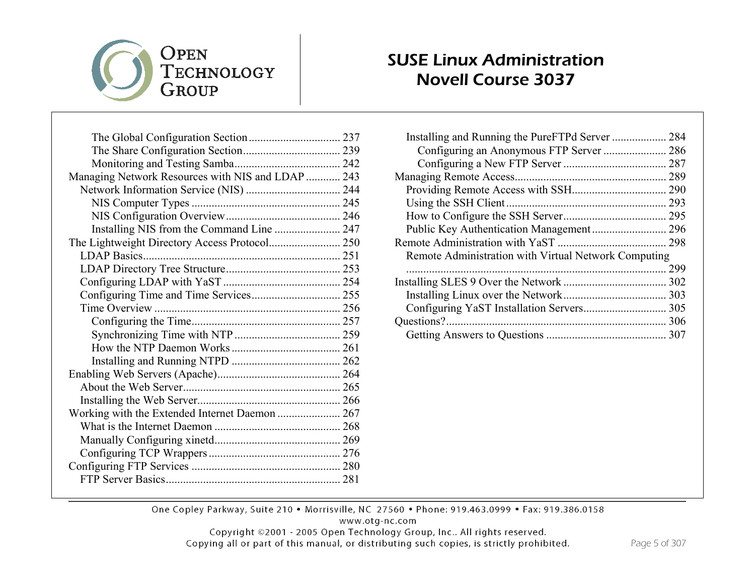The Global Configuration Section ................................ 237
The Share Configuration Section .................................. 239
Monitoring and Testing Samba ..................................... 242
Managing Network Resources with NIS and LDAP ............ 243
Network Information Service (NIS) ................................ 244
NIS Computer Types ................................................... 245
NIS Configuration Overview ........................................ 246
Installing NIS from the Command Line ....................... 247
The Lightweight Directory Access Protocol ......................... 250
LDAP Basics ..................................................................... 251
LDAP Directory Tree Structure ........................................ 253
Configuring LDAP with YaST ......................................... 254
Configuring Time and Time Services ............................... 255
Time Overview ................................................................. 256
Configuring the Time .................................................... 257
Synchronizing Time with NTP ..................................... 259
How the NTP Daemon Works ...................................... 261
Installing and Running NTPD ...................................... 262
Enabling Web Servers (Apache) ........................................... 264
About the Web Server ...................................................... 265
Installing the Web Server ................................................. 266
Working with the Extended Internet Daemon ...................... 267
What is the Internet Daemon ............................................ 268
Manually Configuring xinetd ............................................ 269
Configuring TCP Wrappers .............................................. 276
Configuring FTP Services .................................................... 280
FTP Server Basics ............................................................. 281
Installing and Running the PureFTPd Server ................... 284
Configuring an Anonymous FTP Server ...................... 286
Configuring a New FTP Server .................................... 287
Managing Remote Access .................................................... 289
Providing Remote Access with SSH ................................. 290
Using the SSH Client ....................................................... 293
How to Configure the SSH Server .................................... 295
Public Key Authentication Management .......................... 296
Remote Administration with YaST ...................................... 298
Remote Administration with Virtual Network Computing .......................................................................... 299
Installing SLES 9 Over the Network .................................... 302
Installing Linux over the Network .................................... 303
Configuring YaST Installation Servers ............................. 305
Questions? ............................................................................. 306
Getting Answers to Questions .......................................... 307